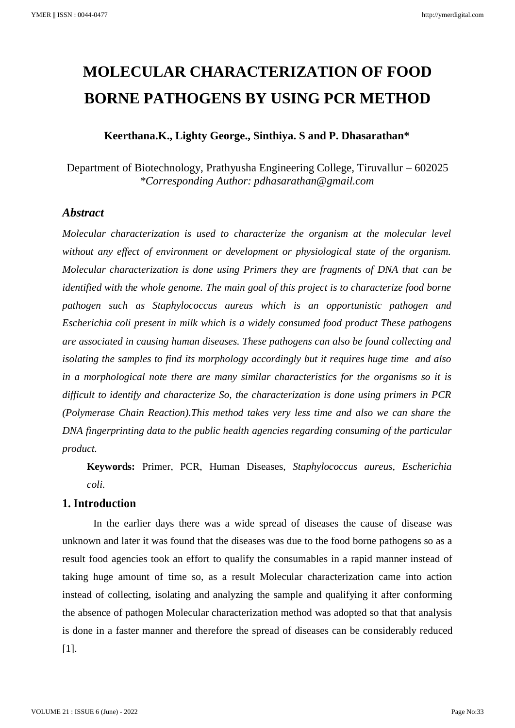# MOLECULAR CHARACTERIZATION OF FOOD BORNE PATHOGENS BY USING PCR METHOD

**Keerthana.K., Lighty George., Sinthiya. S and P. Dhasarathan***

Department of Biotechnology, Prathyusha Engineering College, Tiruvallur – 602025
*\*Corresponding Author: pdhasarathan@gmail.com*

## *Abstract*

*Molecular characterization is used to characterize the organism at the molecular level without any effect of environment or development or physiological state of the organism. Molecular characterization is done using Primers they are fragments of DNA that can be identified with the whole genome. The main goal of this project is to characterize food borne pathogen such as Staphylococcus aureus which is an opportunistic pathogen and Escherichia coli present in milk which is a widely consumed food product These pathogens are associated in causing human diseases. These pathogens can also be found collecting and isolating the samples to find its morphology accordingly but it requires huge time and also in a morphological note there are many similar characteristics for the organisms so it is difficult to identify and characterize So, the characterization is done using primers in PCR (Polymerase Chain Reaction).This method takes very less time and also we can share the DNA fingerprinting data to the public health agencies regarding consuming of the particular product.*

**Keywords:** Primer, PCR, Human Diseases, *Staphylococcus aureus*, *Escherichia coli.*

## 1. Introduction

In the earlier days there was a wide spread of diseases the cause of disease was unknown and later it was found that the diseases was due to the food borne pathogens so as a result food agencies took an effort to qualify the consumables in a rapid manner instead of taking huge amount of time so, as a result Molecular characterization came into action instead of collecting, isolating and analyzing the sample and qualifying it after conforming the absence of pathogen Molecular characterization method was adopted so that that analysis is done in a faster manner and therefore the spread of diseases can be considerably reduced [1].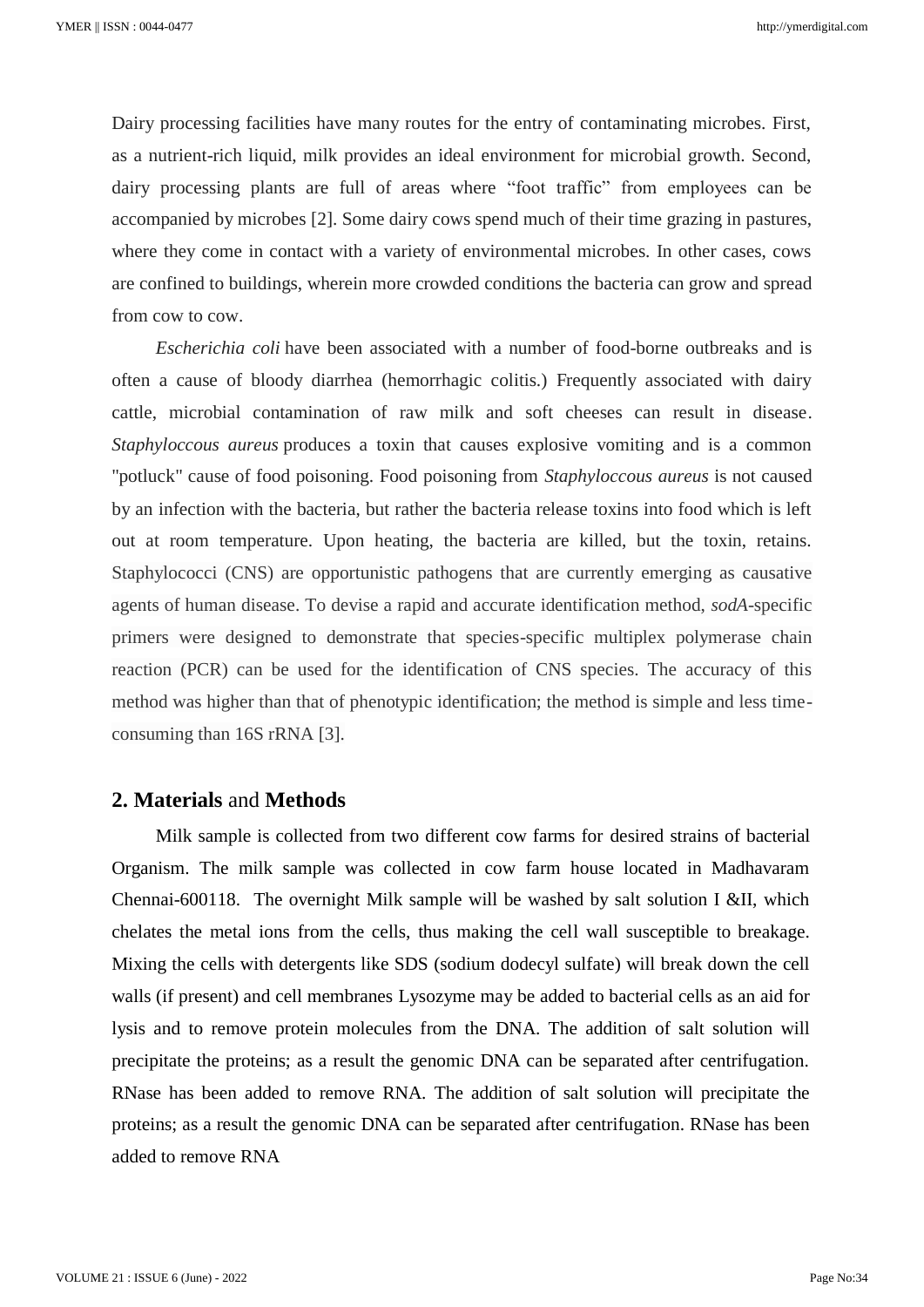Dairy processing facilities have many routes for the entry of contaminating microbes. First, as a nutrient-rich liquid, milk provides an ideal environment for microbial growth. Second, dairy processing plants are full of areas where “foot traffic” from employees can be accompanied by microbes [2]. Some dairy cows spend much of their time grazing in pastures, where they come in contact with a variety of environmental microbes. In other cases, cows are confined to buildings, wherein more crowded conditions the bacteria can grow and spread from cow to cow.

*Escherichia coli* have been associated with a number of food-borne outbreaks and is often a cause of bloody diarrhea (hemorrhagic colitis.) Frequently associated with dairy cattle, microbial contamination of raw milk and soft cheeses can result in disease. *Staphyloccous aureus* produces a toxin that causes explosive vomiting and is a common "potluck" cause of food poisoning. Food poisoning from *Staphyloccous aureus* is not caused by an infection with the bacteria, but rather the bacteria release toxins into food which is left out at room temperature. Upon heating, the bacteria are killed, but the toxin, retains. Staphylococci (CNS) are opportunistic pathogens that are currently emerging as causative agents of human disease. To devise a rapid and accurate identification method, *sodA*-specific primers were designed to demonstrate that species-specific multiplex polymerase chain reaction (PCR) can be used for the identification of CNS species. The accuracy of this method was higher than that of phenotypic identification; the method is simple and less time-consuming than 16S rRNA [3].

## 2. Materials and Methods

Milk sample is collected from two different cow farms for desired strains of bacterial Organism. The milk sample was collected in cow farm house located in Madhavaram Chennai-600118. The overnight Milk sample will be washed by salt solution I &II, which chelates the metal ions from the cells, thus making the cell wall susceptible to breakage. Mixing the cells with detergents like SDS (sodium dodecyl sulfate) will break down the cell walls (if present) and cell membranes Lysozyme may be added to bacterial cells as an aid for lysis and to remove protein molecules from the DNA. The addition of salt solution will precipitate the proteins; as a result the genomic DNA can be separated after centrifugation. RNase has been added to remove RNA. The addition of salt solution will precipitate the proteins; as a result the genomic DNA can be separated after centrifugation. RNase has been added to remove RNA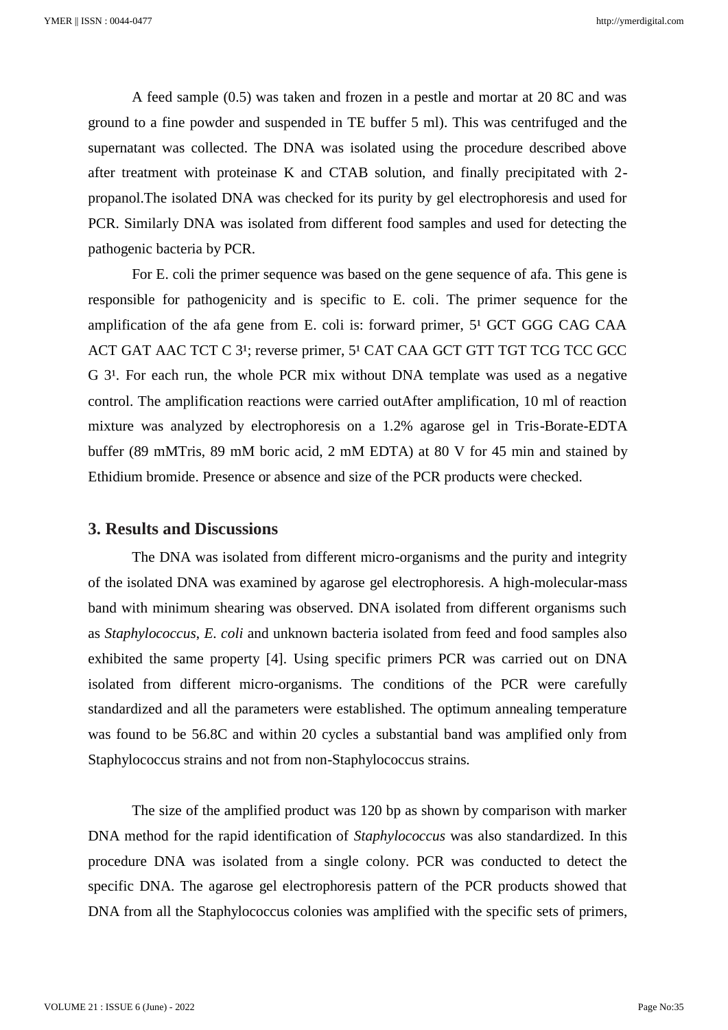A feed sample (0.5) was taken and frozen in a pestle and mortar at 20 8C and was ground to a fine powder and suspended in TE buffer 5 ml). This was centrifuged and the supernatant was collected. The DNA was isolated using the procedure described above after treatment with proteinase K and CTAB solution, and finally precipitated with 2-propanol.The isolated DNA was checked for its purity by gel electrophoresis and used for PCR. Similarly DNA was isolated from different food samples and used for detecting the pathogenic bacteria by PCR.

For E. coli the primer sequence was based on the gene sequence of afa. This gene is responsible for pathogenicity and is specific to E. coli. The primer sequence for the amplification of the afa gene from E. coli is: forward primer, 5¹ GCT GGG CAG CAA ACT GAT AAC TCT C 3¹; reverse primer, 5¹ CAT CAA GCT GTT TGT TCG TCC GCC G 3¹. For each run, the whole PCR mix without DNA template was used as a negative control. The amplification reactions were carried outAfter amplification, 10 ml of reaction mixture was analyzed by electrophoresis on a 1.2% agarose gel in Tris-Borate-EDTA buffer (89 mMTris, 89 mM boric acid, 2 mM EDTA) at 80 V for 45 min and stained by Ethidium bromide. Presence or absence and size of the PCR products were checked.

## 3. Results and Discussions

The DNA was isolated from different micro-organisms and the purity and integrity of the isolated DNA was examined by agarose gel electrophoresis. A high-molecular-mass band with minimum shearing was observed. DNA isolated from different organisms such as *Staphylococcus*, *E. coli* and unknown bacteria isolated from feed and food samples also exhibited the same property [4]. Using specific primers PCR was carried out on DNA isolated from different micro-organisms. The conditions of the PCR were carefully standardized and all the parameters were established. The optimum annealing temperature was found to be 56.8C and within 20 cycles a substantial band was amplified only from Staphylococcus strains and not from non-Staphylococcus strains.

The size of the amplified product was 120 bp as shown by comparison with marker DNA method for the rapid identification of *Staphylococcus* was also standardized. In this procedure DNA was isolated from a single colony. PCR was conducted to detect the specific DNA. The agarose gel electrophoresis pattern of the PCR products showed that DNA from all the Staphylococcus colonies was amplified with the specific sets of primers,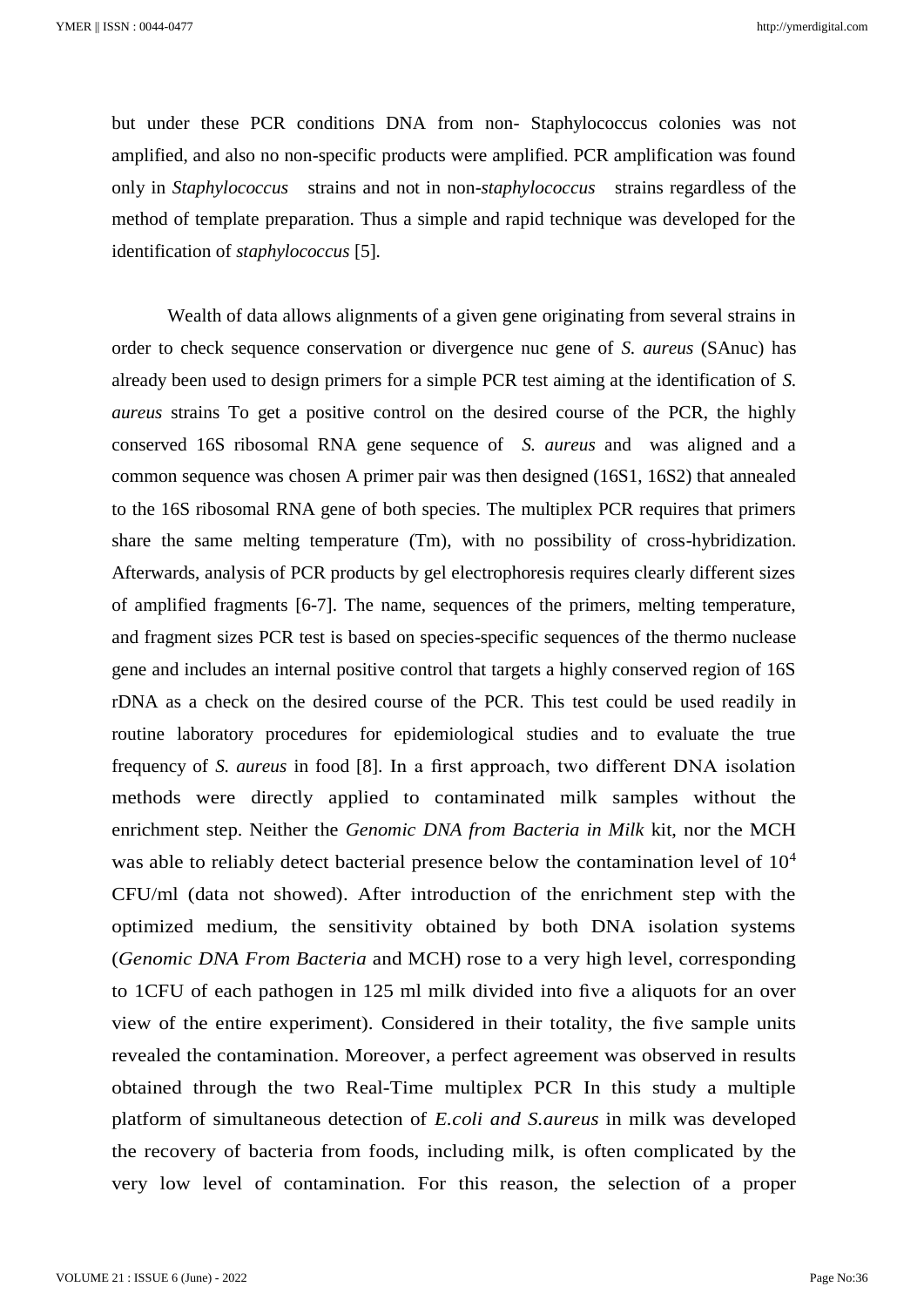but under these PCR conditions DNA from non- Staphylococcus colonies was not amplified, and also no non-specific products were amplified. PCR amplification was found only in *Staphylococcus* strains and not in non-*staphylococcus* strains regardless of the method of template preparation. Thus a simple and rapid technique was developed for the identification of *staphylococcus* [5].

Wealth of data allows alignments of a given gene originating from several strains in order to check sequence conservation or divergence nuc gene of *S. aureus* (SAnuc) has already been used to design primers for a simple PCR test aiming at the identification of *S. aureus* strains To get a positive control on the desired course of the PCR, the highly conserved 16S ribosomal RNA gene sequence of *S. aureus* and was aligned and a common sequence was chosen A primer pair was then designed (16S1, 16S2) that annealed to the 16S ribosomal RNA gene of both species. The multiplex PCR requires that primers share the same melting temperature (Tm), with no possibility of cross-hybridization. Afterwards, analysis of PCR products by gel electrophoresis requires clearly different sizes of amplified fragments [6-7]. The name, sequences of the primers, melting temperature, and fragment sizes PCR test is based on species-specific sequences of the thermo nuclease gene and includes an internal positive control that targets a highly conserved region of 16S rDNA as a check on the desired course of the PCR. This test could be used readily in routine laboratory procedures for epidemiological studies and to evaluate the true frequency of *S. aureus* in food [8]. In a first approach, two different DNA isolation methods were directly applied to contaminated milk samples without the enrichment step. Neither the *Genomic DNA from Bacteria in Milk* kit, nor the MCH was able to reliably detect bacterial presence below the contamination level of $10^4$ CFU/ml (data not showed). After introduction of the enrichment step with the optimized medium, the sensitivity obtained by both DNA isolation systems (*Genomic DNA From Bacteria* and MCH) rose to a very high level, corresponding to 1CFU of each pathogen in 125 ml milk divided into five a aliquots for an over view of the entire experiment). Considered in their totality, the five sample units revealed the contamination. Moreover, a perfect agreement was observed in results obtained through the two Real-Time multiplex PCR In this study a multiple platform of simultaneous detection of *E.coli and S.aureus* in milk was developed the recovery of bacteria from foods, including milk, is often complicated by the very low level of contamination. For this reason, the selection of a proper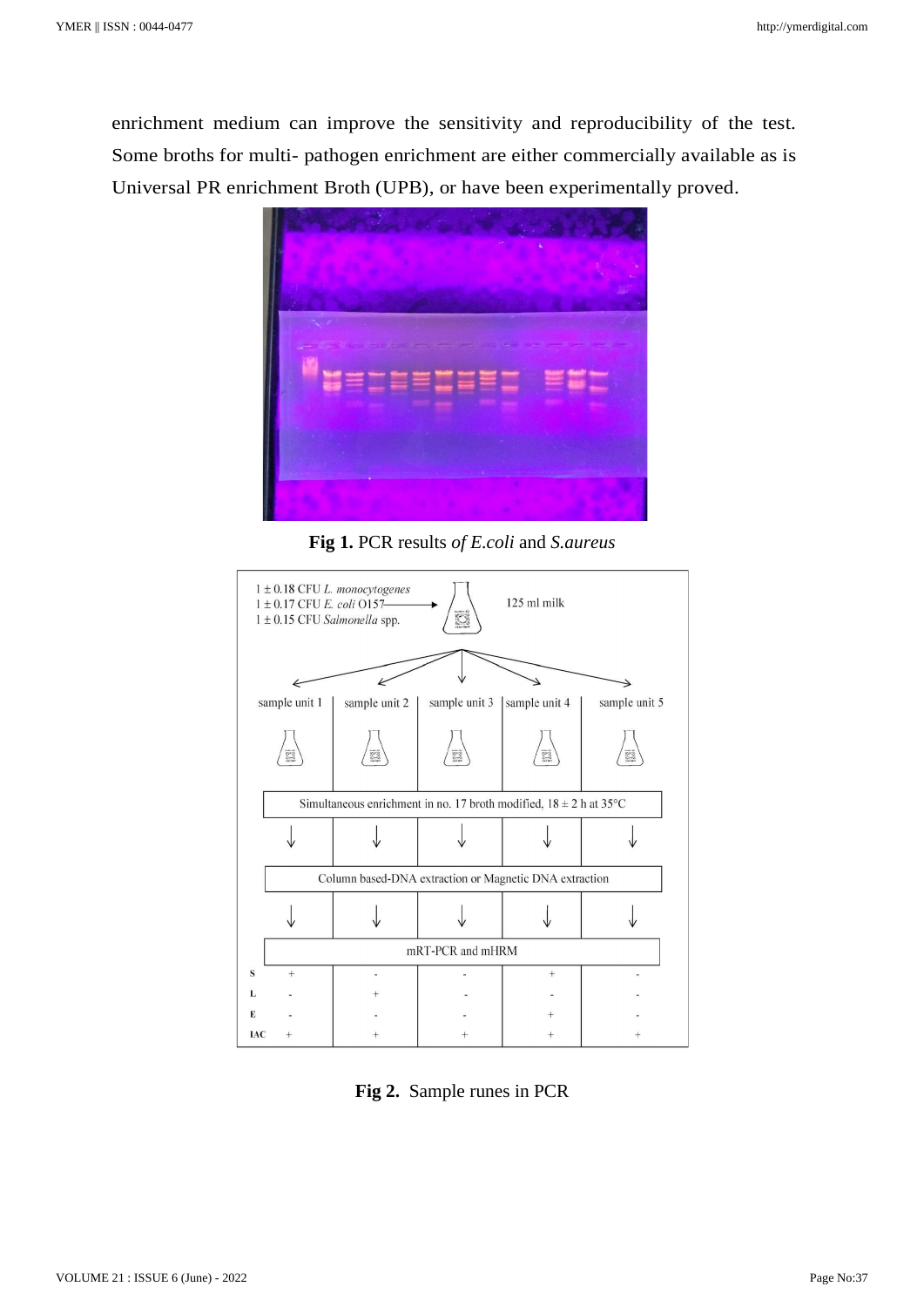enrichment medium can improve the sensitivity and reproducibility of the test. Some broths for multi- pathogen enrichment are either commercially available as is Universal PR enrichment Broth (UPB), or have been experimentally proved.

**Fig 1.** PCR results *of E.coli* and *S.aureus*

**Fig 2.** Sample runes in PCR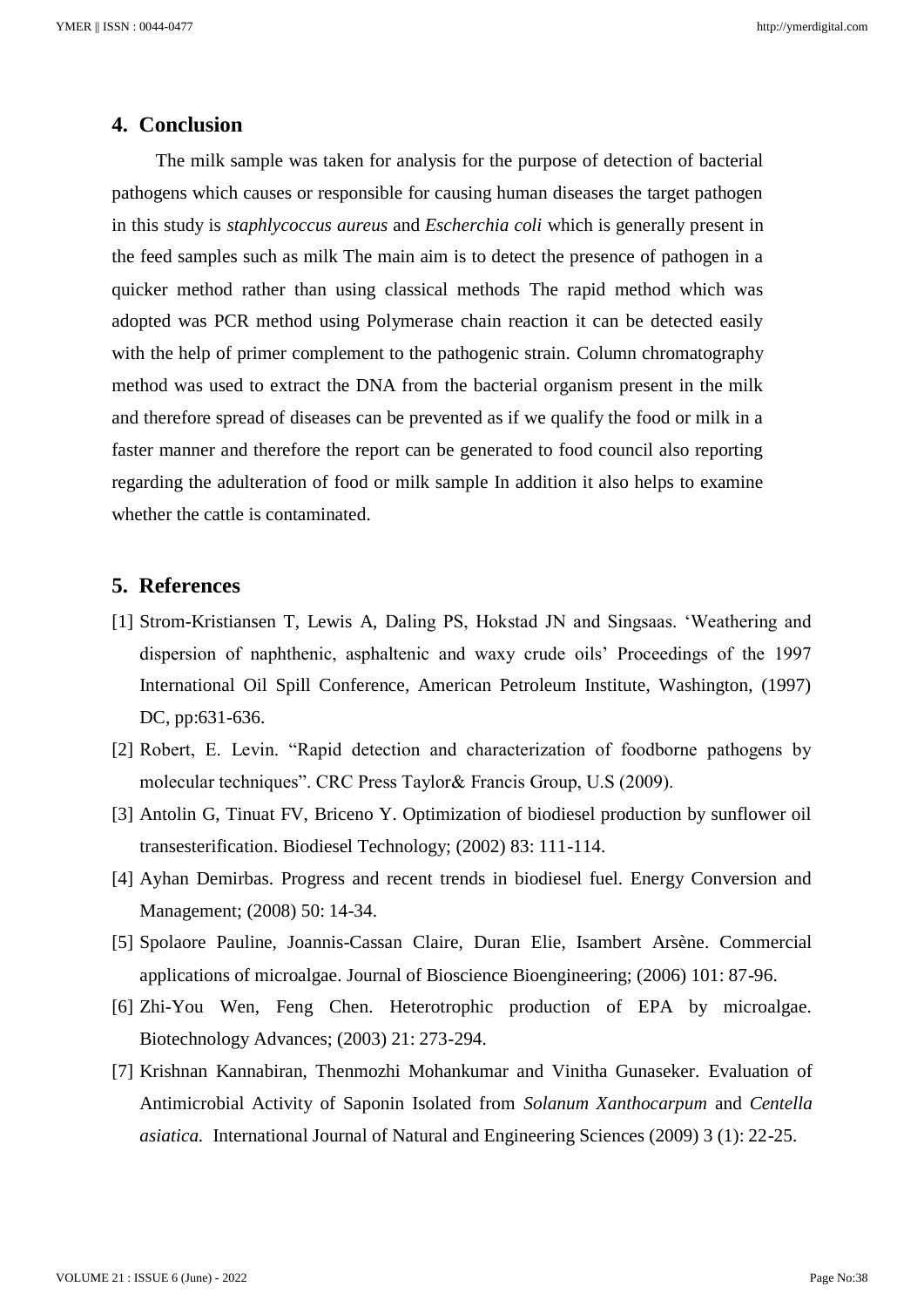## 4. Conclusion

The milk sample was taken for analysis for the purpose of detection of bacterial pathogens which causes or responsible for causing human diseases the target pathogen in this study is *staphlycoccus aureus* and *Escherchia coli* which is generally present in the feed samples such as milk The main aim is to detect the presence of pathogen in a quicker method rather than using classical methods The rapid method which was adopted was PCR method using Polymerase chain reaction it can be detected easily with the help of primer complement to the pathogenic strain. Column chromatography method was used to extract the DNA from the bacterial organism present in the milk and therefore spread of diseases can be prevented as if we qualify the food or milk in a faster manner and therefore the report can be generated to food council also reporting regarding the adulteration of food or milk sample In addition it also helps to examine whether the cattle is contaminated.

## 5. References

[1] Strom-Kristiansen T, Lewis A, Daling PS, Hokstad JN and Singsaas. 'Weathering and dispersion of naphthenic, asphaltenic and waxy crude oils' Proceedings of the 1997 International Oil Spill Conference, American Petroleum Institute, Washington, (1997) DC, pp:631-636.

[2] Robert, E. Levin. "Rapid detection and characterization of foodborne pathogens by molecular techniques". CRC Press Taylor& Francis Group, U.S (2009).

[3] Antolin G, Tinuat FV, Briceno Y. Optimization of biodiesel production by sunflower oil transesterification. Biodiesel Technology; (2002) 83: 111-114.

[4] Ayhan Demirbas. Progress and recent trends in biodiesel fuel. Energy Conversion and Management; (2008) 50: 14-34.

[5] Spolaore Pauline, Joannis-Cassan Claire, Duran Elie, Isambert Arsène. Commercial applications of microalgae. Journal of Bioscience Bioengineering; (2006) 101: 87-96.

[6] Zhi-You Wen, Feng Chen. Heterotrophic production of EPA by microalgae. Biotechnology Advances; (2003) 21: 273-294.

[7] Krishnan Kannabiran, Thenmozhi Mohankumar and Vinitha Gunaseker. Evaluation of Antimicrobial Activity of Saponin Isolated from *Solanum Xanthocarpum* and *Centella asiatica.* International Journal of Natural and Engineering Sciences (2009) 3 (1): 22-25.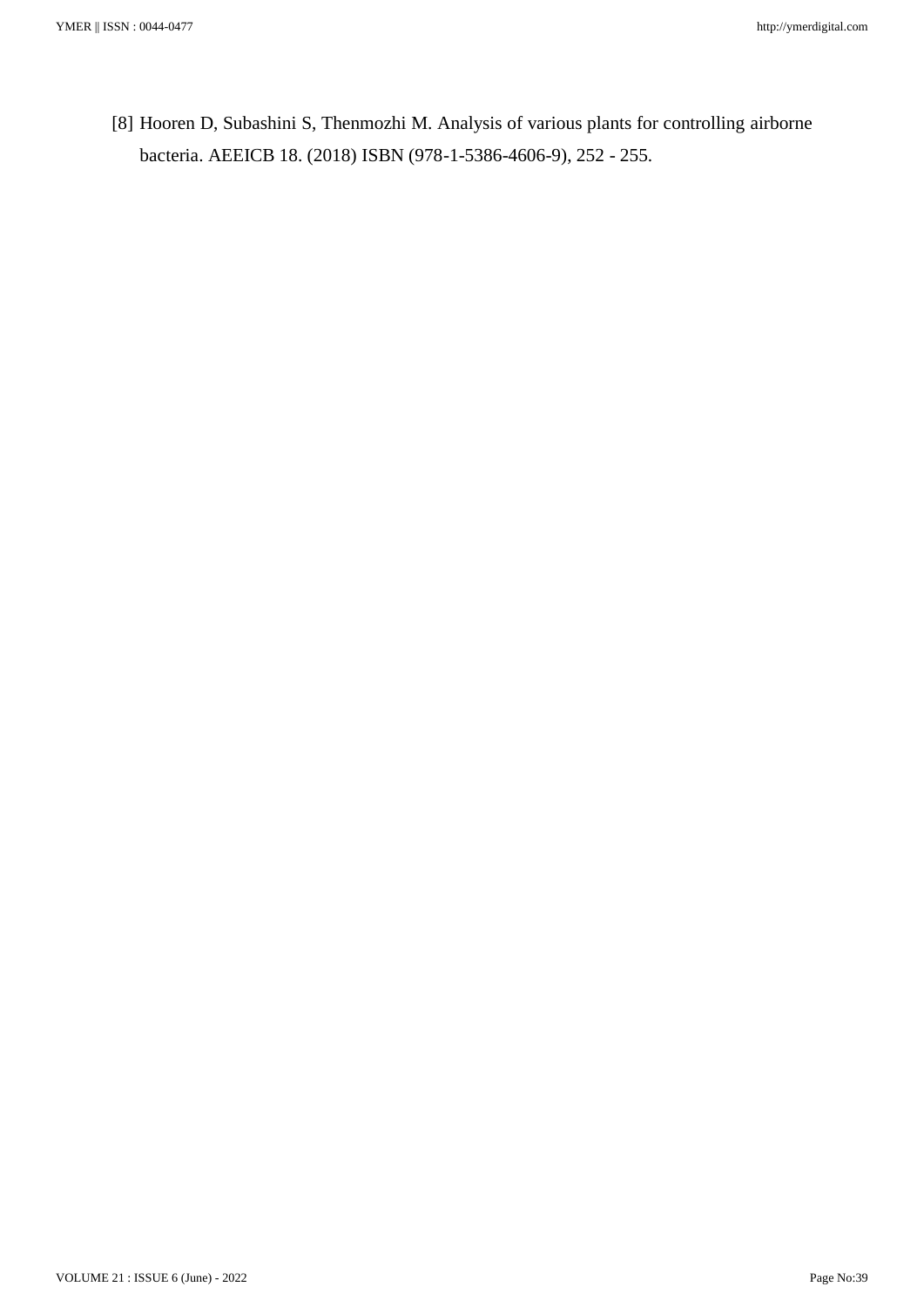[8] Hooren D, Subashini S, Thenmozhi M. Analysis of various plants for controlling airborne bacteria. AEEICB 18. (2018) ISBN (978-1-5386-4606-9), 252 - 255.